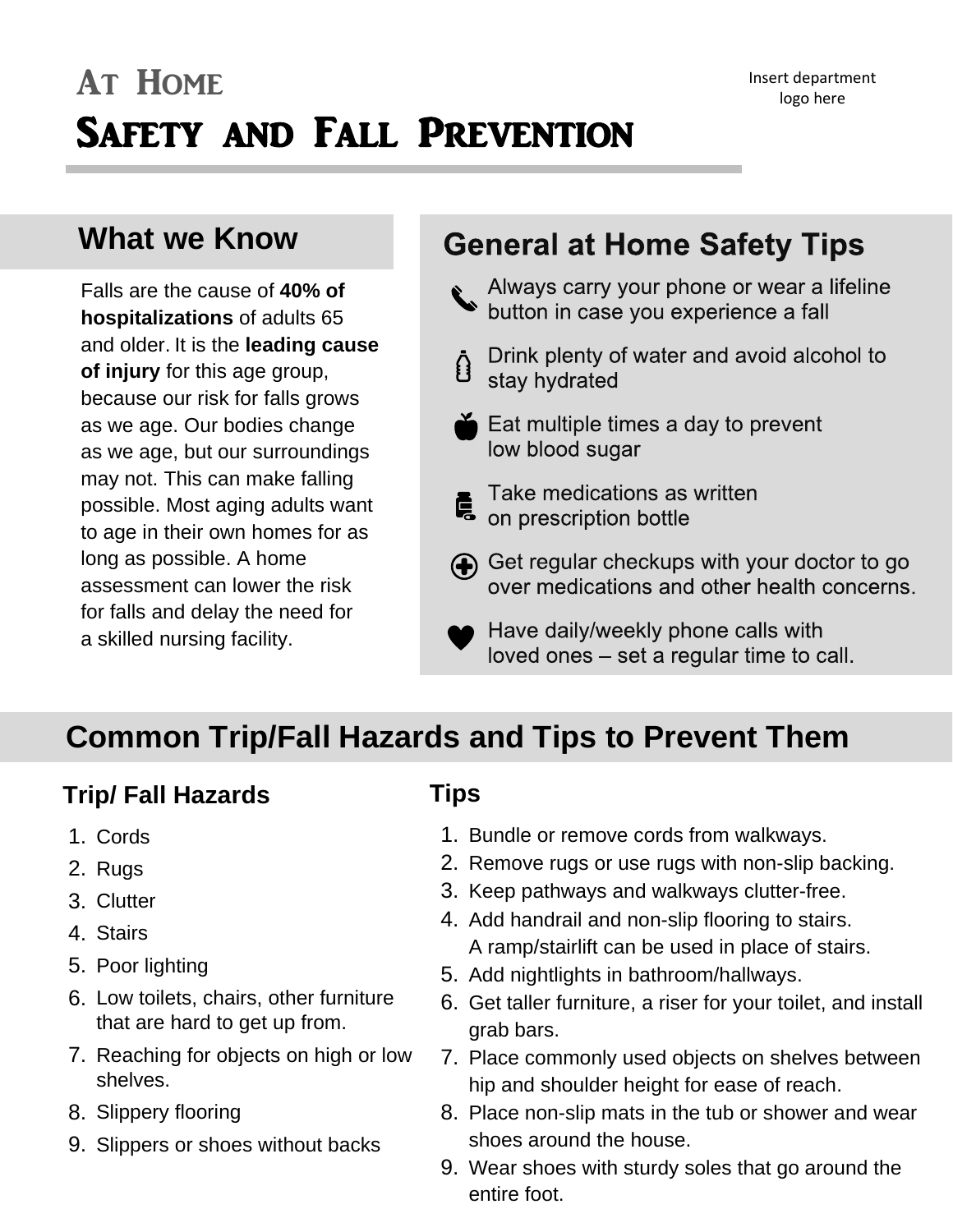# At Home

# Safety and Fall Prevention

Insert department logo here

## What we Know

Falls are the cause of **40% of hospitalizations** of adults 65 and older. It is the **leading cause of injury** for this age group, because our risk for falls grows as we age. Our bodies change as we age, but our surroundings may not. This can make falling possible. Most aging adults want to age in their own homes for as long as possible. A home assessment can lower the risk for falls and delay the need for a skilled nursing facility.

## General at Home Safety Tips

- Always carry your phone or wear a lifeline button in case you experience a fall
- Drink plenty of water and avoid alcohol to stay hydrated
- Eat multiple times a day to prevent low blood sugar
- Take medications as written on prescription bottle
- Get regular checkups with your doctor to go over medications and other health concerns.
- Have daily/weekly phone calls with loved ones – set a regular time to call.

## Common Trip/Fall Hazards and Tips to Prevent Them

### Trip/ Fall Hazards

1. Cords
2. Rugs
3. Clutter
4. Stairs
5. Poor lighting
6. Low toilets, chairs, other furniture that are hard to get up from.
7. Reaching for objects on high or low shelves.
8. Slippery flooring
9. Slippers or shoes without backs

### Tips

1. Bundle or remove cords from walkways.
2. Remove rugs or use rugs with non-slip backing.
3. Keep pathways and walkways clutter-free.
4. Add handrail and non-slip flooring to stairs. A ramp/stairlift can be used in place of stairs.
5. Add nightlights in bathroom/hallways.
6. Get taller furniture, a riser for your toilet, and install grab bars.
7. Place commonly used objects on shelves between hip and shoulder height for ease of reach.
8. Place non-slip mats in the tub or shower and wear shoes around the house.
9. Wear shoes with sturdy soles that go around the entire foot.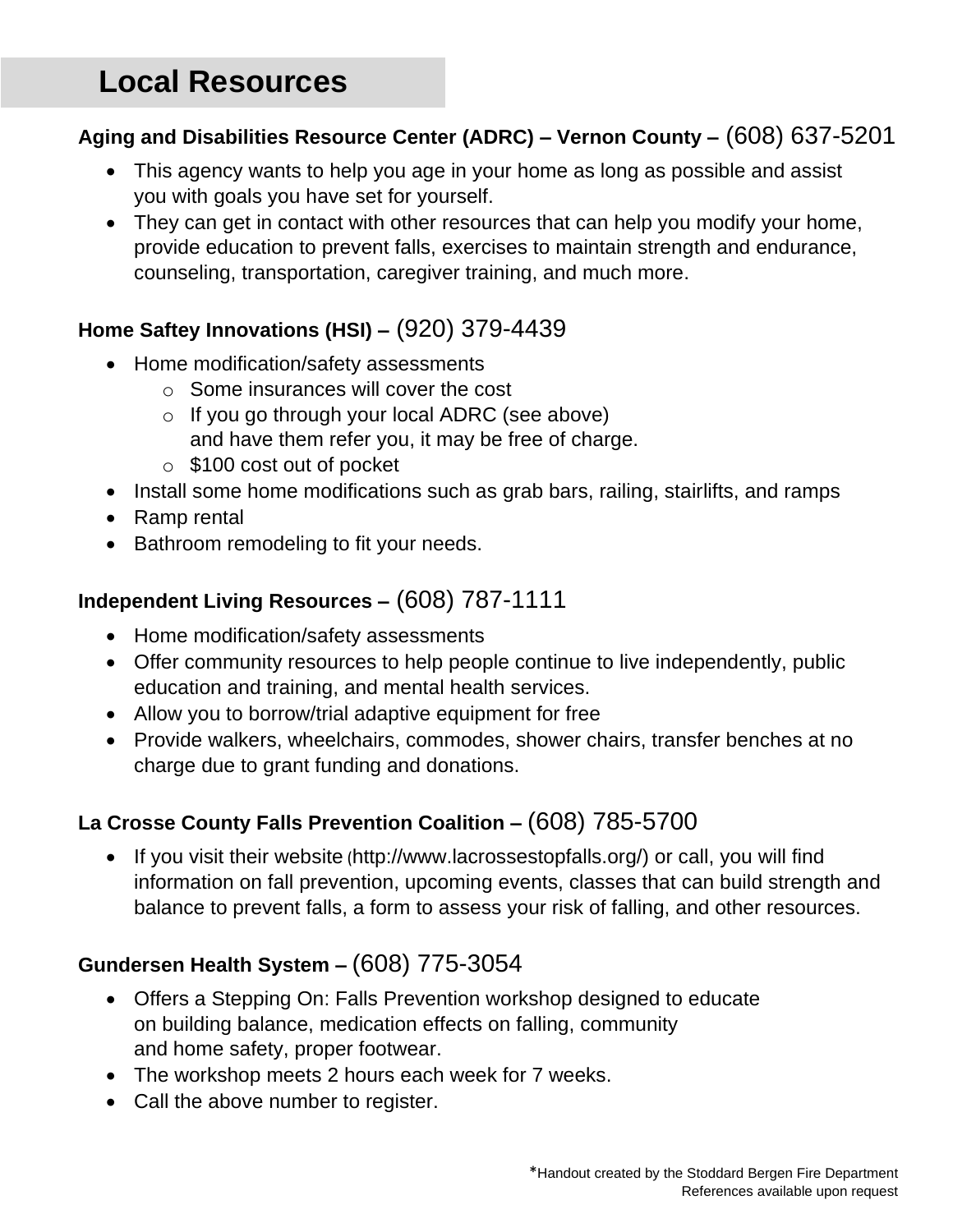# Local Resources

**Aging and Disabilities Resource Center (ADRC) – Vernon County –** (608) 637-5201

- This agency wants to help you age in your home as long as possible and assist you with goals you have set for yourself.
- They can get in contact with other resources that can help you modify your home, provide education to prevent falls, exercises to maintain strength and endurance, counseling, transportation, caregiver training, and much more.

**Home Saftey Innovations (HSI) –** (920) 379-4439

- Home modification/safety assessments
  - Some insurances will cover the cost
  - If you go through your local ADRC (see above) and have them refer you, it may be free of charge.
  - $100 cost out of pocket
- Install some home modifications such as grab bars, railing, stairlifts, and ramps
- Ramp rental
- Bathroom remodeling to fit your needs.

**Independent Living Resources –** (608) 787-1111

- Home modification/safety assessments
- Offer community resources to help people continue to live independently, public education and training, and mental health services.
- Allow you to borrow/trial adaptive equipment for free
- Provide walkers, wheelchairs, commodes, shower chairs, transfer benches at no charge due to grant funding and donations.

**La Crosse County Falls Prevention Coalition –** (608) 785-5700

- If you visit their website (http://www.lacrossestopfalls.org/) or call, you will find information on fall prevention, upcoming events, classes that can build strength and balance to prevent falls, a form to assess your risk of falling, and other resources.

**Gundersen Health System –** (608) 775-3054

- Offers a Stepping On: Falls Prevention workshop designed to educate on building balance, medication effects on falling, community and home safety, proper footwear.
- The workshop meets 2 hours each week for 7 weeks.
- Call the above number to register.

*Handout created by the Stoddard Bergen Fire Department
References available upon request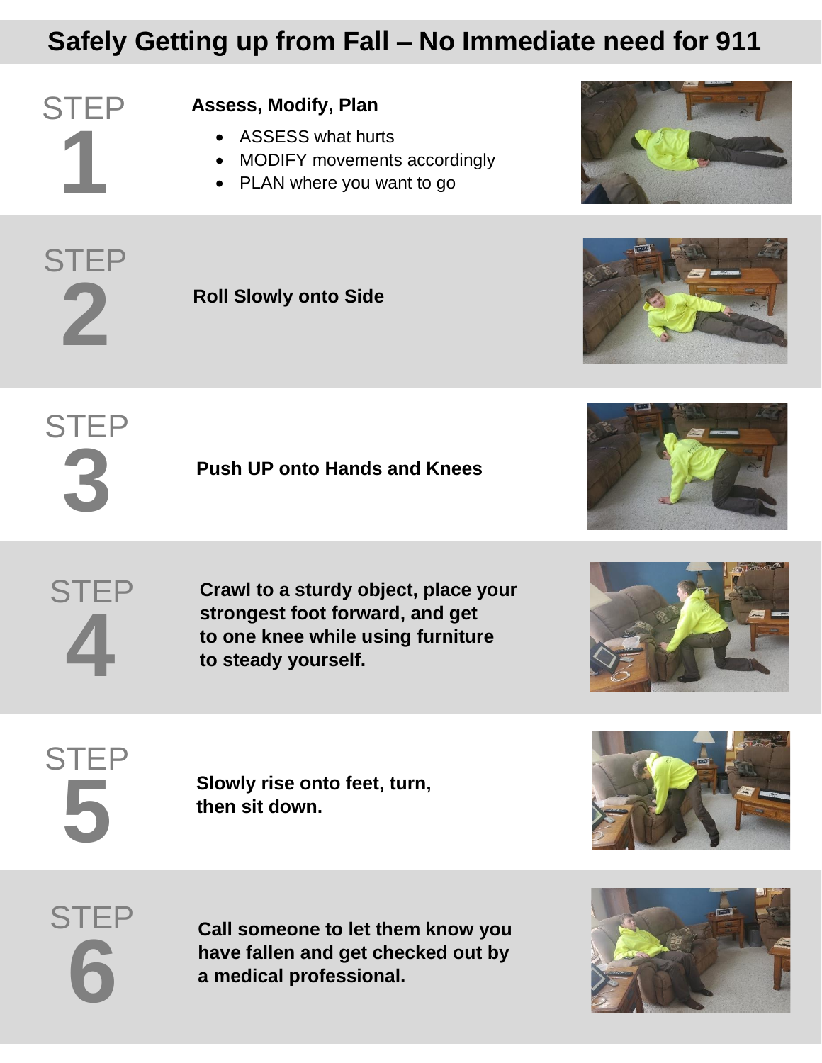# Safely Getting up from Fall – No Immediate need for 911

## STEP 1

**Assess, Modify, Plan**

- ASSESS what hurts
- MODIFY movements accordingly
- PLAN where you want to go

## STEP 2

**Roll Slowly onto Side**

## STEP 3

**Push UP onto Hands and Knees**

## STEP 4

**Crawl to a sturdy object, place your strongest foot forward, and get to one knee while using furniture to steady yourself.**

## STEP 5

**Slowly rise onto feet, turn, then sit down.**

## STEP 6

**Call someone to let them know you have fallen and get checked out by a medical professional.**